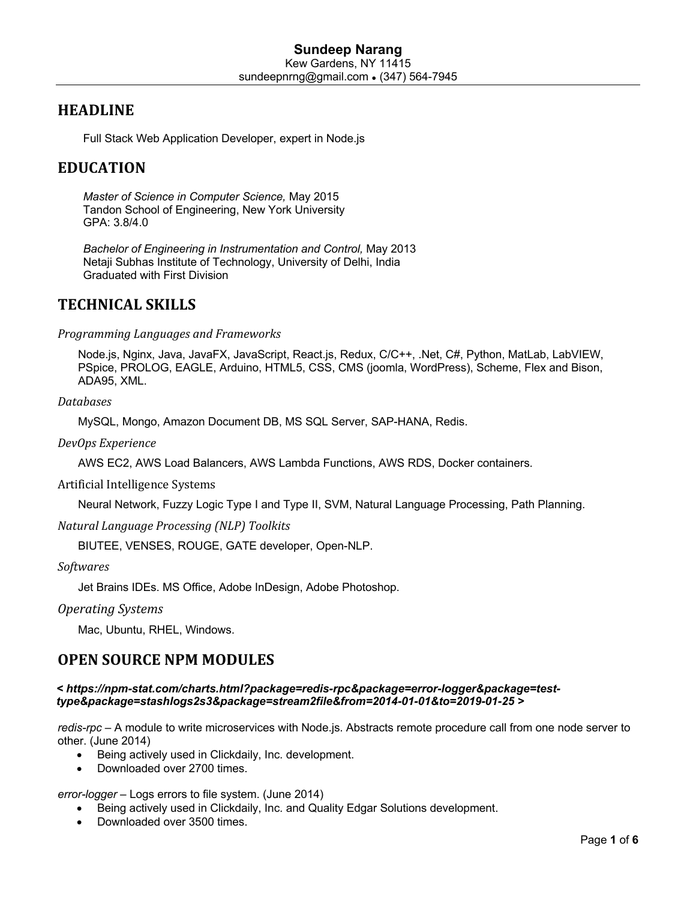# Sundeep Narang

Kew Gardens, NY 11415
sundeepnrng@gmail.com • (347) 564-7945

## HEADLINE

Full Stack Web Application Developer, expert in Node.js

## EDUCATION

*Master of Science in Computer Science,* May 2015
Tandon School of Engineering, New York University
GPA: 3.8/4.0

*Bachelor of Engineering in Instrumentation and Control,* May 2013
Netaji Subhas Institute of Technology, University of Delhi, India
Graduated with First Division

## TECHNICAL SKILLS

### *Programming Languages and Frameworks*

Node.js, Nginx, Java, JavaFX, JavaScript, React.js, Redux, C/C++, .Net, C#, Python, MatLab, LabVIEW, PSpice, PROLOG, EAGLE, Arduino, HTML5, CSS, CMS (joomla, WordPress), Scheme, Flex and Bison, ADA95, XML.

### *Databases*

MySQL, Mongo, Amazon Document DB, MS SQL Server, SAP-HANA, Redis.

### *DevOps Experience*

AWS EC2, AWS Load Balancers, AWS Lambda Functions, AWS RDS, Docker containers.

### Artificial Intelligence Systems

Neural Network, Fuzzy Logic Type I and Type II, SVM, Natural Language Processing, Path Planning.

### *Natural Language Processing (NLP) Toolkits*

BIUTEE, VENSES, ROUGE, GATE developer, Open-NLP.

### *Softwares*

Jet Brains IDEs. MS Office, Adobe InDesign, Adobe Photoshop.

### *Operating Systems*

Mac, Ubuntu, RHEL, Windows.

## OPEN SOURCE NPM MODULES

***< https://npm-stat.com/charts.html?package=redis-rpc&package=error-logger&package=test-type&package=stashlogs2s3&package=stream2file&from=2014-01-01&to=2019-01-25 >***

*redis-rpc* – A module to write microservices with Node.js. Abstracts remote procedure call from one node server to other. (June 2014)

- Being actively used in Clickdaily, Inc. development.
- Downloaded over 2700 times.

*error-logger* – Logs errors to file system. (June 2014)

- Being actively used in Clickdaily, Inc. and Quality Edgar Solutions development.
- Downloaded over 3500 times.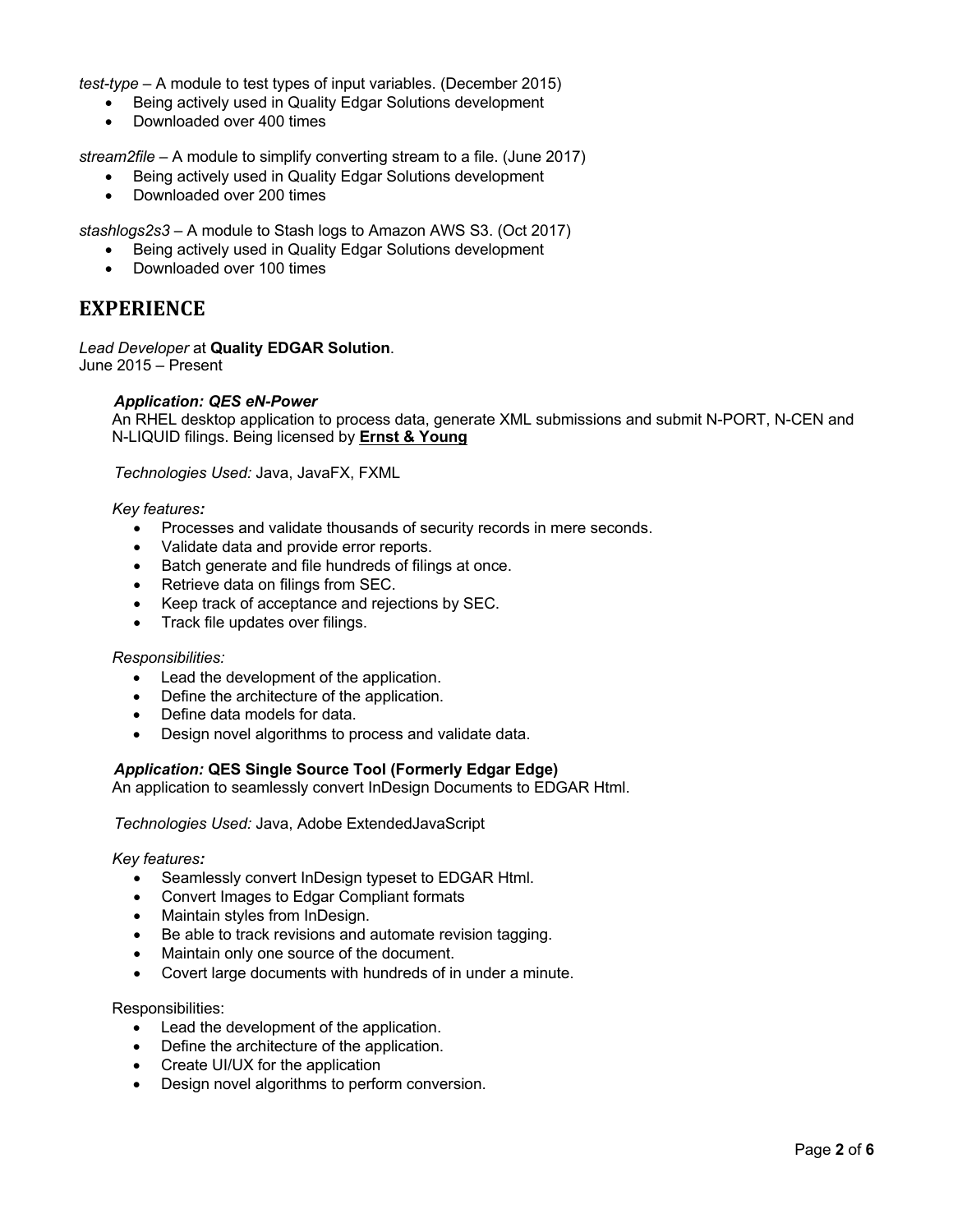*test-type* – A module to test types of input variables. (December 2015)

- Being actively used in Quality Edgar Solutions development
- Downloaded over 400 times

*stream2file* – A module to simplify converting stream to a file. (June 2017)

- Being actively used in Quality Edgar Solutions development
- Downloaded over 200 times

*stashlogs2s3* – A module to Stash logs to Amazon AWS S3. (Oct 2017)

- Being actively used in Quality Edgar Solutions development
- Downloaded over 100 times

## EXPERIENCE

*Lead Developer* at **Quality EDGAR Solution**.
June 2015 – Present

***Application: QES eN-Power***
An RHEL desktop application to process data, generate XML submissions and submit N-PORT, N-CEN and N-LIQUID filings. Being licensed by **Ernst & Young**

*Technologies Used:* Java, JavaFX, FXML

*Key features:*

- Processes and validate thousands of security records in mere seconds.
- Validate data and provide error reports.
- Batch generate and file hundreds of filings at once.
- Retrieve data on filings from SEC.
- Keep track of acceptance and rejections by SEC.
- Track file updates over filings.

*Responsibilities:*

- Lead the development of the application.
- Define the architecture of the application.
- Define data models for data.
- Design novel algorithms to process and validate data.

***Application:* QES Single Source Tool (Formerly Edgar Edge)**
An application to seamlessly convert InDesign Documents to EDGAR Html.

*Technologies Used:* Java, Adobe ExtendedJavaScript

*Key features:*

- Seamlessly convert InDesign typeset to EDGAR Html.
- Convert Images to Edgar Compliant formats
- Maintain styles from InDesign.
- Be able to track revisions and automate revision tagging.
- Maintain only one source of the document.
- Covert large documents with hundreds of in under a minute.

Responsibilities:

- Lead the development of the application.
- Define the architecture of the application.
- Create UI/UX for the application
- Design novel algorithms to perform conversion.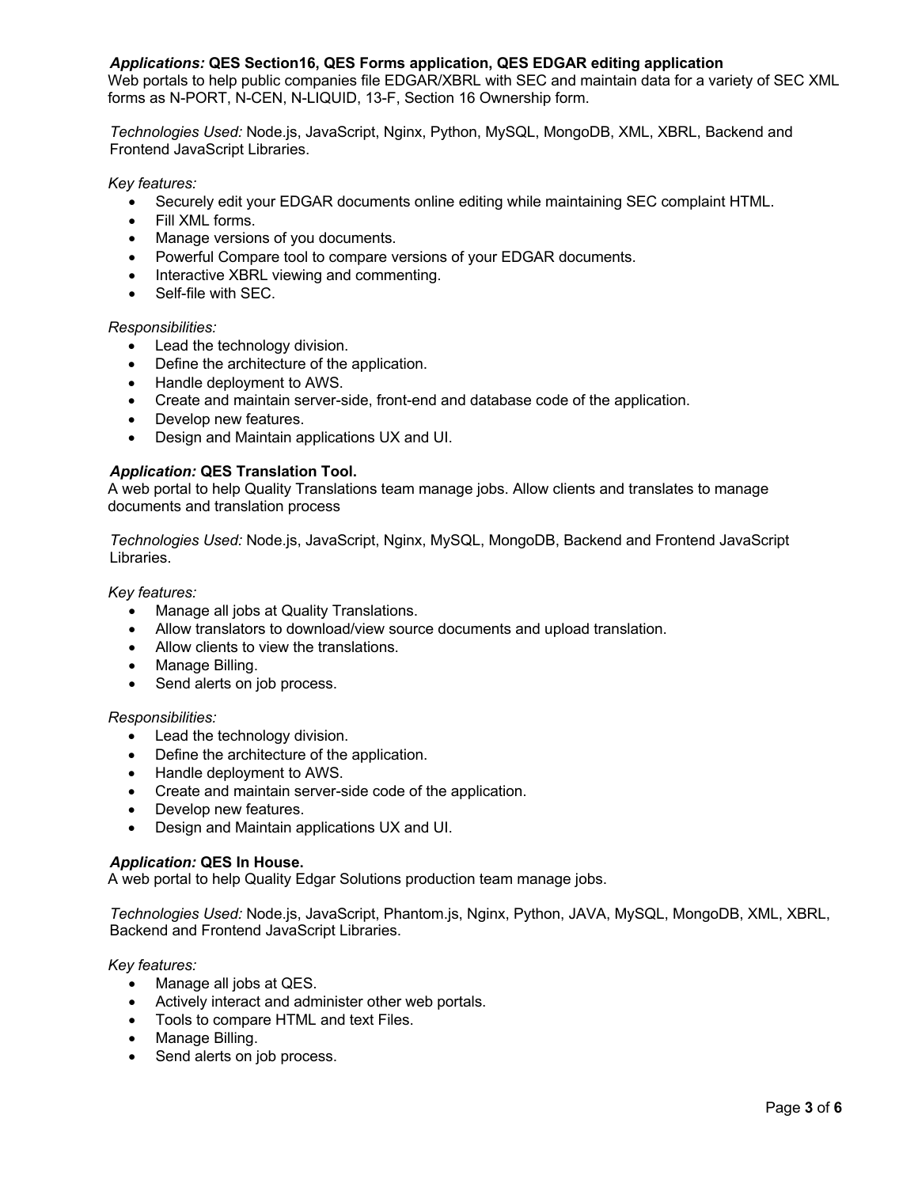***Applications:*** **QES Section16, QES Forms application, QES EDGAR editing application**
Web portals to help public companies file EDGAR/XBRL with SEC and maintain data for a variety of SEC XML forms as N-PORT, N-CEN, N-LIQUID, 13-F, Section 16 Ownership form.

*Technologies Used:* Node.js, JavaScript, Nginx, Python, MySQL, MongoDB, XML, XBRL, Backend and Frontend JavaScript Libraries.

*Key features:*

- Securely edit your EDGAR documents online editing while maintaining SEC complaint HTML.
- Fill XML forms.
- Manage versions of you documents.
- Powerful Compare tool to compare versions of your EDGAR documents.
- Interactive XBRL viewing and commenting.
- Self-file with SEC.

*Responsibilities:*

- Lead the technology division.
- Define the architecture of the application.
- Handle deployment to AWS.
- Create and maintain server-side, front-end and database code of the application.
- Develop new features.
- Design and Maintain applications UX and UI.

***Application:*** **QES Translation Tool.**
A web portal to help Quality Translations team manage jobs. Allow clients and translates to manage documents and translation process

*Technologies Used:* Node.js, JavaScript, Nginx, MySQL, MongoDB, Backend and Frontend JavaScript Libraries.

*Key features:*

- Manage all jobs at Quality Translations.
- Allow translators to download/view source documents and upload translation.
- Allow clients to view the translations.
- Manage Billing.
- Send alerts on job process.

*Responsibilities:*

- Lead the technology division.
- Define the architecture of the application.
- Handle deployment to AWS.
- Create and maintain server-side code of the application.
- Develop new features.
- Design and Maintain applications UX and UI.

***Application:*** **QES In House.**
A web portal to help Quality Edgar Solutions production team manage jobs.

*Technologies Used:* Node.js, JavaScript, Phantom.js, Nginx, Python, JAVA, MySQL, MongoDB, XML, XBRL, Backend and Frontend JavaScript Libraries.

*Key features:*

- Manage all jobs at QES.
- Actively interact and administer other web portals.
- Tools to compare HTML and text Files.
- Manage Billing.
- Send alerts on job process.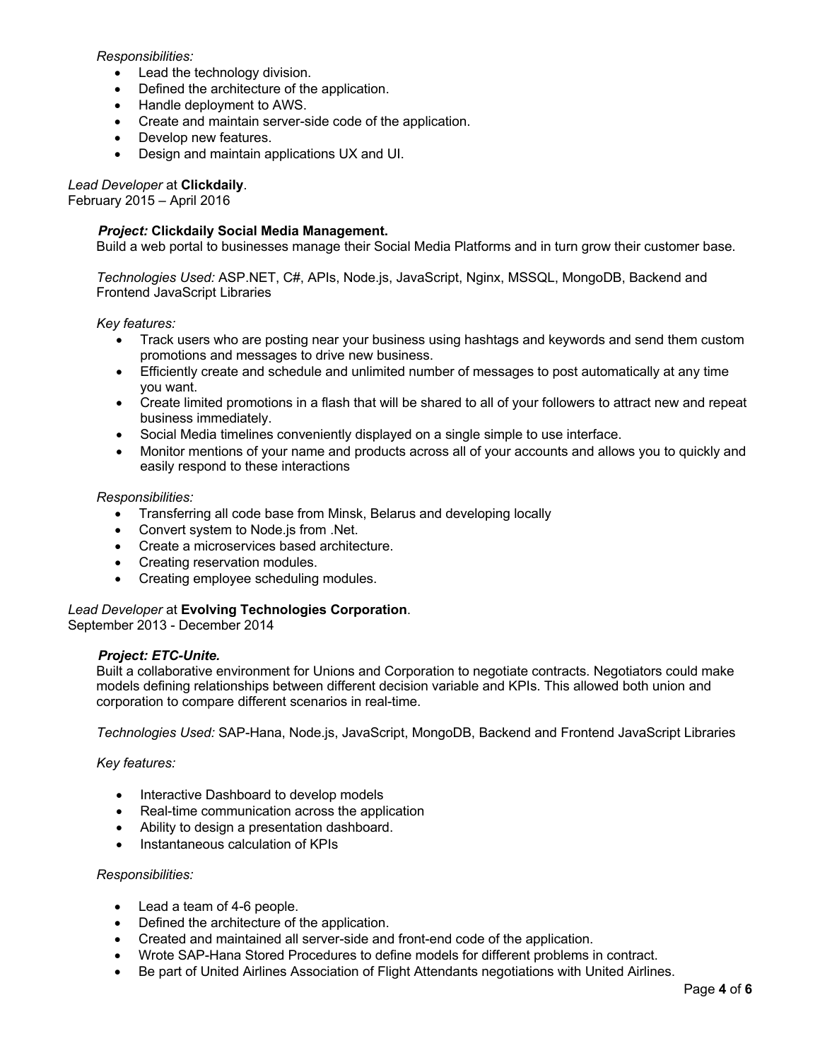*Responsibilities:*

- Lead the technology division.
- Defined the architecture of the application.
- Handle deployment to AWS.
- Create and maintain server-side code of the application.
- Develop new features.
- Design and maintain applications UX and UI.

*Lead Developer* at **Clickdaily**.
February 2015 – April 2016

***Project:* Clickdaily Social Media Management.**
Build a web portal to businesses manage their Social Media Platforms and in turn grow their customer base.

*Technologies Used:* ASP.NET, C#, APIs, Node.js, JavaScript, Nginx, MSSQL, MongoDB, Backend and Frontend JavaScript Libraries

*Key features:*

- Track users who are posting near your business using hashtags and keywords and send them custom promotions and messages to drive new business.
- Efficiently create and schedule and unlimited number of messages to post automatically at any time you want.
- Create limited promotions in a flash that will be shared to all of your followers to attract new and repeat business immediately.
- Social Media timelines conveniently displayed on a single simple to use interface.
- Monitor mentions of your name and products across all of your accounts and allows you to quickly and easily respond to these interactions

*Responsibilities:*

- Transferring all code base from Minsk, Belarus and developing locally
- Convert system to Node.js from .Net.
- Create a microservices based architecture.
- Creating reservation modules.
- Creating employee scheduling modules.

*Lead Developer* at **Evolving Technologies Corporation**.
September 2013 - December 2014

***Project: ETC-Unite.***
Built a collaborative environment for Unions and Corporation to negotiate contracts. Negotiators could make models defining relationships between different decision variable and KPIs. This allowed both union and corporation to compare different scenarios in real-time.

*Technologies Used:* SAP-Hana, Node.js, JavaScript, MongoDB, Backend and Frontend JavaScript Libraries

*Key features:*

- Interactive Dashboard to develop models
- Real-time communication across the application
- Ability to design a presentation dashboard.
- Instantaneous calculation of KPIs

*Responsibilities:*

- Lead a team of 4-6 people.
- Defined the architecture of the application.
- Created and maintained all server-side and front-end code of the application.
- Wrote SAP-Hana Stored Procedures to define models for different problems in contract.
- Be part of United Airlines Association of Flight Attendants negotiations with United Airlines.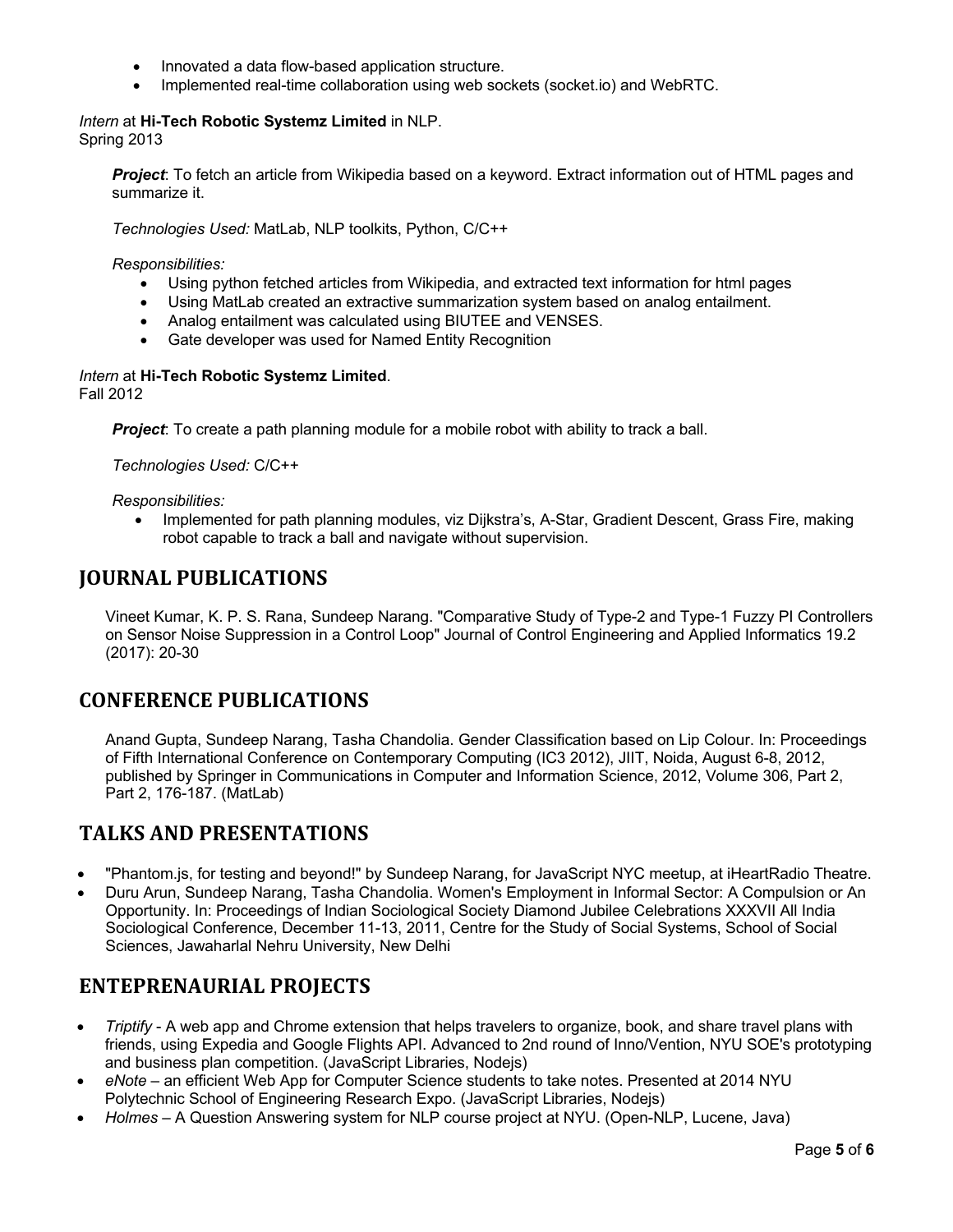- Innovated a data flow-based application structure.
- Implemented real-time collaboration using web sockets (socket.io) and WebRTC.

*Intern* at **Hi-Tech Robotic Systemz Limited** in NLP.
Spring 2013

> ***Project***: To fetch an article from Wikipedia based on a keyword. Extract information out of HTML pages and summarize it.
>
> *Technologies Used:* MatLab, NLP toolkits, Python, C/C++
>
> *Responsibilities:*
>
> - Using python fetched articles from Wikipedia, and extracted text information for html pages
> - Using MatLab created an extractive summarization system based on analog entailment.
> - Analog entailment was calculated using BIUTEE and VENSES.
> - Gate developer was used for Named Entity Recognition

*Intern* at **Hi-Tech Robotic Systemz Limited**.
Fall 2012

> ***Project***: To create a path planning module for a mobile robot with ability to track a ball.
>
> *Technologies Used:* C/C++
>
> *Responsibilities:*
>
> - Implemented for path planning modules, viz Dijkstra's, A-Star, Gradient Descent, Grass Fire, making robot capable to track a ball and navigate without supervision.

## JOURNAL PUBLICATIONS

Vineet Kumar, K. P. S. Rana, Sundeep Narang. "Comparative Study of Type-2 and Type-1 Fuzzy PI Controllers on Sensor Noise Suppression in a Control Loop" Journal of Control Engineering and Applied Informatics 19.2 (2017): 20-30

## CONFERENCE PUBLICATIONS

Anand Gupta, Sundeep Narang, Tasha Chandolia. Gender Classification based on Lip Colour. In: Proceedings of Fifth International Conference on Contemporary Computing (IC3 2012), JIIT, Noida, August 6-8, 2012, published by Springer in Communications in Computer and Information Science, 2012, Volume 306, Part 2, Part 2, 176-187. (MatLab)

## TALKS AND PRESENTATIONS

- "Phantom.js, for testing and beyond!" by Sundeep Narang, for JavaScript NYC meetup, at iHeartRadio Theatre.
- Duru Arun, Sundeep Narang, Tasha Chandolia. Women's Employment in Informal Sector: A Compulsion or An Opportunity. In: Proceedings of Indian Sociological Society Diamond Jubilee Celebrations XXXVII All India Sociological Conference, December 11-13, 2011, Centre for the Study of Social Systems, School of Social Sciences, Jawaharlal Nehru University, New Delhi

## ENTEPRENAURIAL PROJECTS

- *Triptify* - A web app and Chrome extension that helps travelers to organize, book, and share travel plans with friends, using Expedia and Google Flights API. Advanced to 2nd round of Inno/Vention, NYU SOE's prototyping and business plan competition. (JavaScript Libraries, Nodejs)
- *eNote* – an efficient Web App for Computer Science students to take notes. Presented at 2014 NYU Polytechnic School of Engineering Research Expo. (JavaScript Libraries, Nodejs)
- *Holmes* – A Question Answering system for NLP course project at NYU. (Open-NLP, Lucene, Java)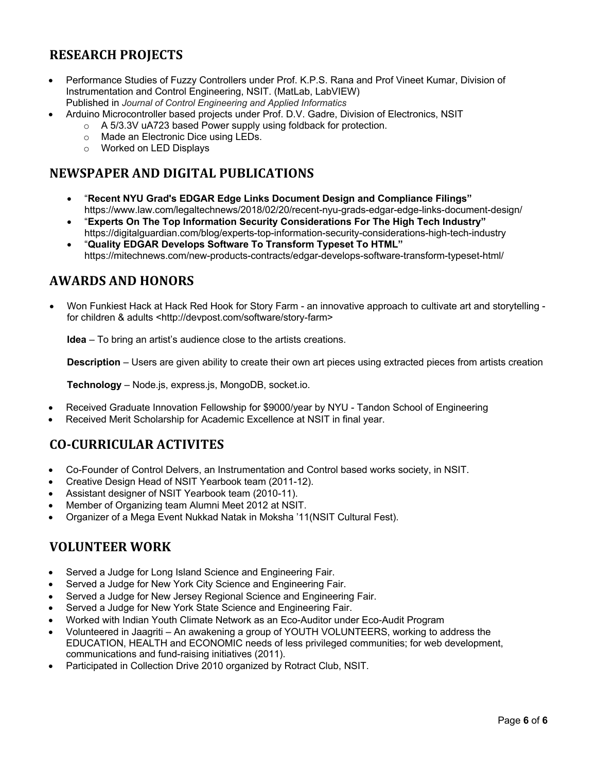## RESEARCH PROJECTS

- Performance Studies of Fuzzy Controllers under Prof. K.P.S. Rana and Prof Vineet Kumar, Division of Instrumentation and Control Engineering, NSIT. (MatLab, LabVIEW)
  Published in *Journal of Control Engineering and Applied Informatics*
- Arduino Microcontroller based projects under Prof. D.V. Gadre, Division of Electronics, NSIT
  - A 5/3.3V uA723 based Power supply using foldback for protection.
  - Made an Electronic Dice using LEDs.
  - Worked on LED Displays

## NEWSPAPER AND DIGITAL PUBLICATIONS

- "**Recent NYU Grad's EDGAR Edge Links Document Design and Compliance Filings"**
  https://www.law.com/legaltechnews/2018/02/20/recent-nyu-grads-edgar-edge-links-document-design/
- "**Experts On The Top Information Security Considerations For The High Tech Industry"**
  https://digitalguardian.com/blog/experts-top-information-security-considerations-high-tech-industry
- "**Quality EDGAR Develops Software To Transform Typeset To HTML"**
  https://mitechnews.com/new-products-contracts/edgar-develops-software-transform-typeset-html/

## AWARDS AND HONORS

- Won Funkiest Hack at Hack Red Hook for Story Farm - an innovative approach to cultivate art and storytelling - for children & adults <http://devpost.com/software/story-farm>

  **Idea** – To bring an artist's audience close to the artists creations.

  **Description** – Users are given ability to create their own art pieces using extracted pieces from artists creation

  **Technology** – Node.js, express.js, MongoDB, socket.io.

- Received Graduate Innovation Fellowship for $9000/year by NYU - Tandon School of Engineering
- Received Merit Scholarship for Academic Excellence at NSIT in final year.

## CO-CURRICULAR ACTIVITES

- Co-Founder of Control Delvers, an Instrumentation and Control based works society, in NSIT.
- Creative Design Head of NSIT Yearbook team (2011-12).
- Assistant designer of NSIT Yearbook team (2010-11).
- Member of Organizing team Alumni Meet 2012 at NSIT.
- Organizer of a Mega Event Nukkad Natak in Moksha '11(NSIT Cultural Fest).

## VOLUNTEER WORK

- Served a Judge for Long Island Science and Engineering Fair.
- Served a Judge for New York City Science and Engineering Fair.
- Served a Judge for New Jersey Regional Science and Engineering Fair.
- Served a Judge for New York State Science and Engineering Fair.
- Worked with Indian Youth Climate Network as an Eco-Auditor under Eco-Audit Program
- Volunteered in Jaagriti – An awakening a group of YOUTH VOLUNTEERS, working to address the EDUCATION, HEALTH and ECONOMIC needs of less privileged communities; for web development, communications and fund-raising initiatives (2011).
- Participated in Collection Drive 2010 organized by Rotract Club, NSIT.